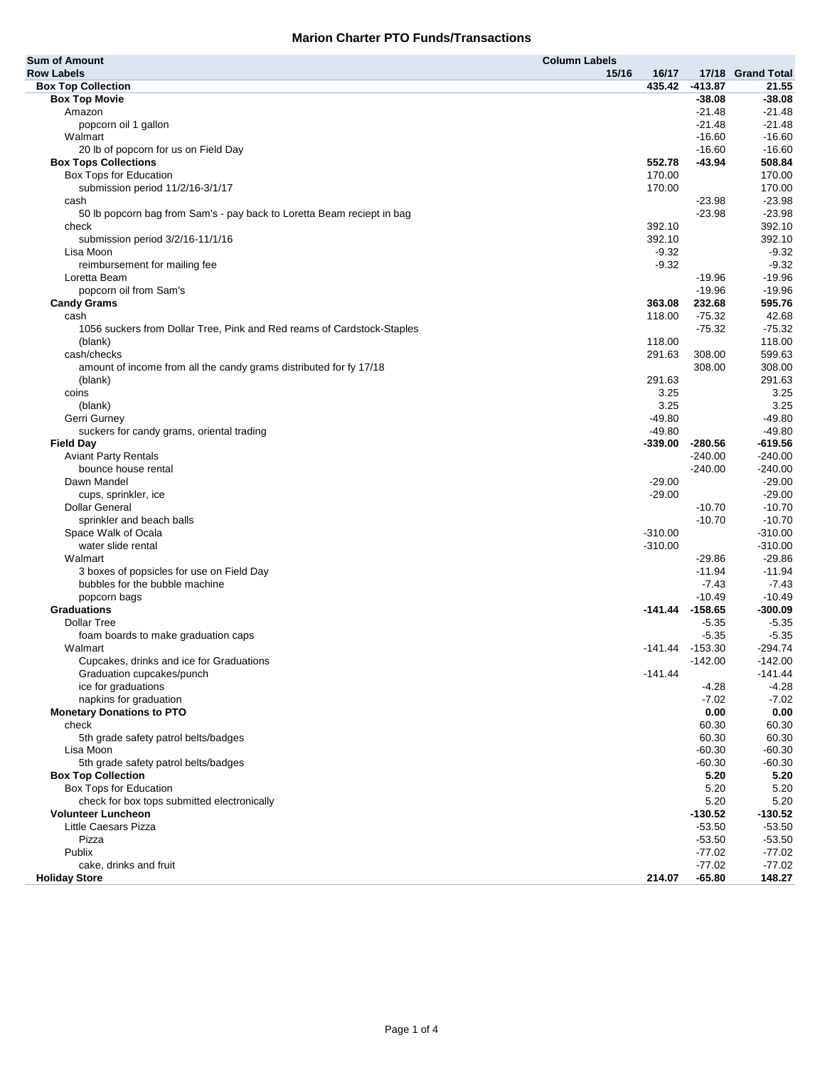## Marion Charter PTO Funds/Transactions

| Sum of Amount | Column Labels | | | |
|---|---|---|---|---|
| Row Labels | 15/16 | 16/17 | 17/18 | Grand Total |
| **Box Top Collection** | | **435.42** | **-413.87** | **21.55** |
| **Box Top Movie** | | | **-38.08** | **-38.08** |
| Amazon | | | -21.48 | -21.48 |
| popcorn oil 1 gallon | | | -21.48 | -21.48 |
| Walmart | | | -16.60 | -16.60 |
| 20 lb of popcorn for us on Field Day | | | -16.60 | -16.60 |
| **Box Tops Collections** | | **552.78** | **-43.94** | **508.84** |
| Box Tops for Education | | 170.00 | | 170.00 |
| submission period 11/2/16-3/1/17 | | 170.00 | | 170.00 |
| cash | | | -23.98 | -23.98 |
| 50 lb popcorn bag from Sam's - pay back to Loretta Beam reciept in bag | | | -23.98 | -23.98 |
| check | | 392.10 | | 392.10 |
| submission period 3/2/16-11/1/16 | | 392.10 | | 392.10 |
| Lisa Moon | | -9.32 | | -9.32 |
| reimbursement for mailing fee | | -9.32 | | -9.32 |
| Loretta Beam | | | -19.96 | -19.96 |
| popcorn oil from Sam's | | | -19.96 | -19.96 |
| **Candy Grams** | | **363.08** | **232.68** | **595.76** |
| cash | | 118.00 | -75.32 | 42.68 |
| 1056 suckers from Dollar Tree, Pink and Red reams of Cardstock-Staples | | | -75.32 | -75.32 |
| (blank) | | 118.00 | | 118.00 |
| cash/checks | | 291.63 | 308.00 | 599.63 |
| amount of income from all the candy grams distributed for fy 17/18 | | | 308.00 | 308.00 |
| (blank) | | 291.63 | | 291.63 |
| coins | | 3.25 | | 3.25 |
| (blank) | | 3.25 | | 3.25 |
| Gerri Gurney | | -49.80 | | -49.80 |
| suckers for candy grams, oriental trading | | -49.80 | | -49.80 |
| **Field Day** | | **-339.00** | **-280.56** | **-619.56** |
| Aviant Party Rentals | | | -240.00 | -240.00 |
| bounce house rental | | | -240.00 | -240.00 |
| Dawn Mandel | | -29.00 | | -29.00 |
| cups, sprinkler, ice | | -29.00 | | -29.00 |
| Dollar General | | | -10.70 | -10.70 |
| sprinkler and beach balls | | | -10.70 | -10.70 |
| Space Walk of Ocala | | -310.00 | | -310.00 |
| water slide rental | | -310.00 | | -310.00 |
| Walmart | | | -29.86 | -29.86 |
| 3 boxes of popsicles for use on Field Day | | | -11.94 | -11.94 |
| bubbles for the bubble machine | | | -7.43 | -7.43 |
| popcorn bags | | | -10.49 | -10.49 |
| **Graduations** | | **-141.44** | **-158.65** | **-300.09** |
| Dollar Tree | | | -5.35 | -5.35 |
| foam boards to make graduation caps | | | -5.35 | -5.35 |
| Walmart | | -141.44 | -153.30 | -294.74 |
| Cupcakes, drinks and ice for Graduations | | | -142.00 | -142.00 |
| Graduation cupcakes/punch | | -141.44 | | -141.44 |
| ice for graduations | | | -4.28 | -4.28 |
| napkins for graduation | | | -7.02 | -7.02 |
| **Monetary Donations to PTO** | | | **0.00** | **0.00** |
| check | | | 60.30 | 60.30 |
| 5th grade safety patrol belts/badges | | | 60.30 | 60.30 |
| Lisa Moon | | | -60.30 | -60.30 |
| 5th grade safety patrol belts/badges | | | -60.30 | -60.30 |
| **Box Top Collection** | | | **5.20** | **5.20** |
| Box Tops for Education | | | 5.20 | 5.20 |
| check for box tops submitted electronically | | | 5.20 | 5.20 |
| **Volunteer Luncheon** | | | **-130.52** | **-130.52** |
| Little Caesars Pizza | | | -53.50 | -53.50 |
| Pizza | | | -53.50 | -53.50 |
| Publix | | | -77.02 | -77.02 |
| cake, drinks and fruit | | | -77.02 | -77.02 |
| **Holiday Store** | | **214.07** | **-65.80** | **148.27** |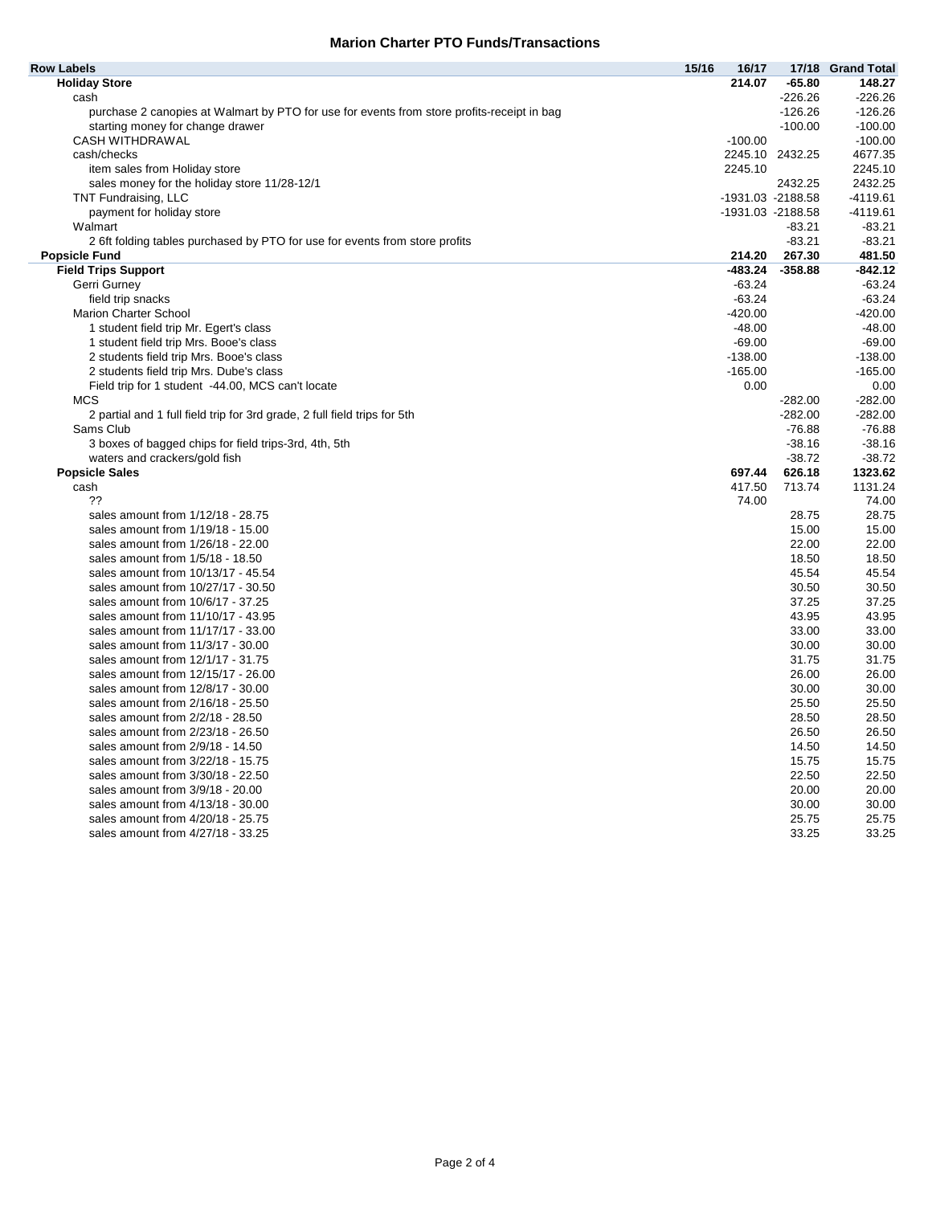## Marion Charter PTO Funds/Transactions

| Row Labels | 15/16 | 16/17 | 17/18 | Grand Total |
|---|---|---|---|---|
| **Holiday Store** | | **214.07** | **-65.80** | **148.27** |
| cash | | | -226.26 | -226.26 |
| purchase 2 canopies at Walmart by PTO for use for events from store profits-receipt in bag | | | -126.26 | -126.26 |
| starting money for change drawer | | | -100.00 | -100.00 |
| CASH WITHDRAWAL | | -100.00 | | -100.00 |
| cash/checks | | 2245.10 | 2432.25 | 4677.35 |
| item sales from Holiday store | | 2245.10 | | 2245.10 |
| sales money for the holiday store 11/28-12/1 | | | 2432.25 | 2432.25 |
| TNT Fundraising, LLC | | -1931.03 | -2188.58 | -4119.61 |
| payment for holiday store | | -1931.03 | -2188.58 | -4119.61 |
| Walmart | | | -83.21 | -83.21 |
| 2 6ft folding tables purchased by PTO for use for events from store profits | | | -83.21 | -83.21 |
| **Popsicle Fund** | | **214.20** | **267.30** | **481.50** |
| **Field Trips Support** | | **-483.24** | **-358.88** | **-842.12** |
| Gerri Gurney | | -63.24 | | -63.24 |
| field trip snacks | | -63.24 | | -63.24 |
| Marion Charter School | | -420.00 | | -420.00 |
| 1 student field trip Mr. Egert's class | | -48.00 | | -48.00 |
| 1 student field trip Mrs. Booe's class | | -69.00 | | -69.00 |
| 2 students field trip Mrs. Booe's class | | -138.00 | | -138.00 |
| 2 students field trip Mrs. Dube's class | | -165.00 | | -165.00 |
| Field trip for 1 student -44.00, MCS can't locate | | 0.00 | | 0.00 |
| MCS | | | -282.00 | -282.00 |
| 2 partial and 1 full field trip for 3rd grade, 2 full field trips for 5th | | | -282.00 | -282.00 |
| Sams Club | | | -76.88 | -76.88 |
| 3 boxes of bagged chips for field trips-3rd, 4th, 5th | | | -38.16 | -38.16 |
| waters and crackers/gold fish | | | -38.72 | -38.72 |
| **Popsicle Sales** | | **697.44** | **626.18** | **1323.62** |
| cash | | 417.50 | 713.74 | 1131.24 |
| ?? | | 74.00 | | 74.00 |
| sales amount from 1/12/18 - 28.75 | | | 28.75 | 28.75 |
| sales amount from 1/19/18 - 15.00 | | | 15.00 | 15.00 |
| sales amount from 1/26/18 - 22.00 | | | 22.00 | 22.00 |
| sales amount from 1/5/18 - 18.50 | | | 18.50 | 18.50 |
| sales amount from 10/13/17 - 45.54 | | | 45.54 | 45.54 |
| sales amount from 10/27/17 - 30.50 | | | 30.50 | 30.50 |
| sales amount from 10/6/17 - 37.25 | | | 37.25 | 37.25 |
| sales amount from 11/10/17 - 43.95 | | | 43.95 | 43.95 |
| sales amount from 11/17/17 - 33.00 | | | 33.00 | 33.00 |
| sales amount from 11/3/17 - 30.00 | | | 30.00 | 30.00 |
| sales amount from 12/1/17 - 31.75 | | | 31.75 | 31.75 |
| sales amount from 12/15/17 - 26.00 | | | 26.00 | 26.00 |
| sales amount from 12/8/17 - 30.00 | | | 30.00 | 30.00 |
| sales amount from 2/16/18 - 25.50 | | | 25.50 | 25.50 |
| sales amount from 2/2/18 - 28.50 | | | 28.50 | 28.50 |
| sales amount from 2/23/18 - 26.50 | | | 26.50 | 26.50 |
| sales amount from 2/9/18 - 14.50 | | | 14.50 | 14.50 |
| sales amount from 3/22/18 - 15.75 | | | 15.75 | 15.75 |
| sales amount from 3/30/18 - 22.50 | | | 22.50 | 22.50 |
| sales amount from 3/9/18 - 20.00 | | | 20.00 | 20.00 |
| sales amount from 4/13/18 - 30.00 | | | 30.00 | 30.00 |
| sales amount from 4/20/18 - 25.75 | | | 25.75 | 25.75 |
| sales amount from 4/27/18 - 33.25 | | | 33.25 | 33.25 |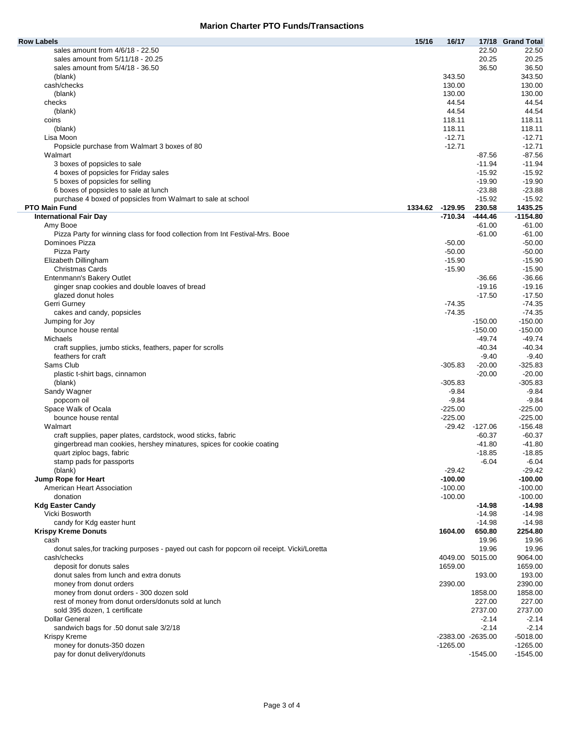## Marion Charter PTO Funds/Transactions

| Row Labels | 15/16 | 16/17 | 17/18 | Grand Total |
|---|---|---|---|---|
| sales amount from 4/6/18 - 22.50 | | | 22.50 | 22.50 |
| sales amount from 5/11/18 - 20.25 | | | 20.25 | 20.25 |
| sales amount from 5/4/18 - 36.50 | | | 36.50 | 36.50 |
| (blank) | | 343.50 | | 343.50 |
| cash/checks | | 130.00 | | 130.00 |
| (blank) | | 130.00 | | 130.00 |
| checks | | 44.54 | | 44.54 |
| (blank) | | 44.54 | | 44.54 |
| coins | | 118.11 | | 118.11 |
| (blank) | | 118.11 | | 118.11 |
| Lisa Moon | | -12.71 | | -12.71 |
| Popsicle purchase from Walmart 3 boxes of 80 | | -12.71 | | -12.71 |
| Walmart | | | -87.56 | -87.56 |
| 3 boxes of popsicles to sale | | | -11.94 | -11.94 |
| 4 boxes of popsicles for Friday sales | | | -15.92 | -15.92 |
| 5 boxes of popsicles for selling | | | -19.90 | -19.90 |
| 6 boxes of popsicles to sale at lunch | | | -23.88 | -23.88 |
| purchase 4 boxed of popsicles from Walmart to sale at school | | | -15.92 | -15.92 |
| **PTO Main Fund** | **1334.62** | **-129.95** | **230.58** | **1435.25** |
| **International Fair Day** | | **-710.34** | **-444.46** | **-1154.80** |
| Amy Booe | | | -61.00 | -61.00 |
| Pizza Party for winning class for food collection from Int Festival-Mrs. Booe | | | -61.00 | -61.00 |
| Dominoes Pizza | | -50.00 | | -50.00 |
| Pizza Party | | -50.00 | | -50.00 |
| Elizabeth Dillingham | | -15.90 | | -15.90 |
| Christmas Cards | | -15.90 | | -15.90 |
| Entenmann's Bakery Outlet | | | -36.66 | -36.66 |
| ginger snap cookies and double loaves of bread | | | -19.16 | -19.16 |
| glazed donut holes | | | -17.50 | -17.50 |
| Gerri Gurney | | -74.35 | | -74.35 |
| cakes and candy, popsicles | | -74.35 | | -74.35 |
| Jumping for Joy | | | -150.00 | -150.00 |
| bounce house rental | | | -150.00 | -150.00 |
| Michaels | | | -49.74 | -49.74 |
| craft supplies, jumbo sticks, feathers, paper for scrolls | | | -40.34 | -40.34 |
| feathers for craft | | | -9.40 | -9.40 |
| Sams Club | | -305.83 | -20.00 | -325.83 |
| plastic t-shirt bags, cinnamon | | | -20.00 | -20.00 |
| (blank) | | -305.83 | | -305.83 |
| Sandy Wagner | | -9.84 | | -9.84 |
| popcorn oil | | -9.84 | | -9.84 |
| Space Walk of Ocala | | -225.00 | | -225.00 |
| bounce house rental | | -225.00 | | -225.00 |
| Walmart | | -29.42 | -127.06 | -156.48 |
| craft supplies, paper plates, cardstock, wood sticks, fabric | | | -60.37 | -60.37 |
| gingerbread man cookies, hershey minatures, spices for cookie coating | | | -41.80 | -41.80 |
| quart ziploc bags, fabric | | | -18.85 | -18.85 |
| stamp pads for passports | | | -6.04 | -6.04 |
| (blank) | | -29.42 | | -29.42 |
| **Jump Rope for Heart** | | **-100.00** | | **-100.00** |
| American Heart Association | | -100.00 | | -100.00 |
| donation | | -100.00 | | -100.00 |
| **Kdg Easter Candy** | | | **-14.98** | **-14.98** |
| Vicki Bosworth | | | -14.98 | -14.98 |
| candy for Kdg easter hunt | | | -14.98 | -14.98 |
| **Krispy Kreme Donuts** | | **1604.00** | **650.80** | **2254.80** |
| cash | | | 19.96 | 19.96 |
| donut sales,for tracking purposes - payed out cash for popcorn oil receipt. Vicki/Loretta | | | 19.96 | 19.96 |
| cash/checks | | 4049.00 | 5015.00 | 9064.00 |
| deposit for donuts sales | | 1659.00 | | 1659.00 |
| donut sales from lunch and extra donuts | | | 193.00 | 193.00 |
| money from donut orders | | 2390.00 | | 2390.00 |
| money from donut orders - 300 dozen sold | | | 1858.00 | 1858.00 |
| rest of money from donut orders/donuts sold at lunch | | | 227.00 | 227.00 |
| sold 395 dozen, 1 certificate | | | 2737.00 | 2737.00 |
| Dollar General | | | -2.14 | -2.14 |
| sandwich bags for .50 donut sale 3/2/18 | | | -2.14 | -2.14 |
| Krispy Kreme | | -2383.00 | -2635.00 | -5018.00 |
| money for donuts-350 dozen | | -1265.00 | | -1265.00 |
| pay for donut delivery/donuts | | | -1545.00 | -1545.00 |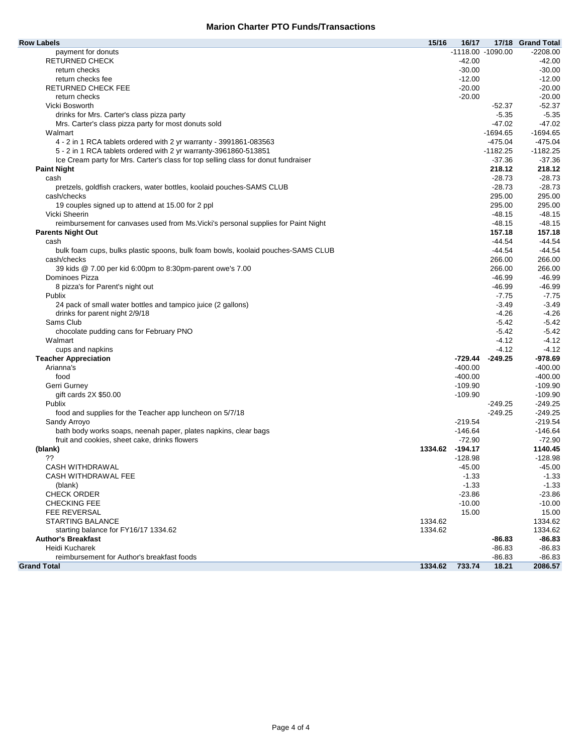**Marion Charter PTO Funds/Transactions**

| Row Labels | 15/16 | 16/17 | 17/18 | Grand Total |
|---|---|---|---|---|
| payment for donuts | | -1118.00 | -1090.00 | -2208.00 |
| RETURNED CHECK | | -42.00 | | -42.00 |
| return checks | | -30.00 | | -30.00 |
| return checks fee | | -12.00 | | -12.00 |
| RETURNED CHECK FEE | | -20.00 | | -20.00 |
| return checks | | -20.00 | | -20.00 |
| Vicki Bosworth | | | -52.37 | -52.37 |
| drinks for Mrs. Carter's class pizza party | | | -5.35 | -5.35 |
| Mrs. Carter's class pizza party for most donuts sold | | | -47.02 | -47.02 |
| Walmart | | | -1694.65 | -1694.65 |
| 4 - 2 in 1 RCA tablets ordered with 2 yr warranty - 3991861-083563 | | | -475.04 | -475.04 |
| 5 - 2 in 1 RCA tablets ordered with 2 yr warranty-3961860-513851 | | | -1182.25 | -1182.25 |
| Ice Cream party for Mrs. Carter's class for top selling class for donut fundraiser | | | -37.36 | -37.36 |
| **Paint Night** | | | **218.12** | **218.12** |
| cash | | | -28.73 | -28.73 |
| pretzels, goldfish crackers, water bottles, koolaid pouches-SAMS CLUB | | | -28.73 | -28.73 |
| cash/checks | | | 295.00 | 295.00 |
| 19 couples signed up to attend at 15.00 for 2 ppl | | | 295.00 | 295.00 |
| Vicki Sheerin | | | -48.15 | -48.15 |
| reimbursement for canvases used from Ms.Vicki's personal supplies for Paint Night | | | -48.15 | -48.15 |
| **Parents Night Out** | | | **157.18** | **157.18** |
| cash | | | -44.54 | -44.54 |
| bulk foam cups, bulks plastic spoons, bulk foam bowls, koolaid pouches-SAMS CLUB | | | -44.54 | -44.54 |
| cash/checks | | | 266.00 | 266.00 |
| 39 kids @ 7.00 per kid 6:00pm to 8:30pm-parent owe's 7.00 | | | 266.00 | 266.00 |
| Dominoes Pizza | | | -46.99 | -46.99 |
| 8 pizza's for Parent's night out | | | -46.99 | -46.99 |
| Publix | | | -7.75 | -7.75 |
| 24 pack of small water bottles and tampico juice (2 gallons) | | | -3.49 | -3.49 |
| drinks for parent night 2/9/18 | | | -4.26 | -4.26 |
| Sams Club | | | -5.42 | -5.42 |
| chocolate pudding cans for February PNO | | | -5.42 | -5.42 |
| Walmart | | | -4.12 | -4.12 |
| cups and napkins | | | -4.12 | -4.12 |
| **Teacher Appreciation** | | **-729.44** | **-249.25** | **-978.69** |
| Arianna's | | -400.00 | | -400.00 |
| food | | -400.00 | | -400.00 |
| Gerri Gurney | | -109.90 | | -109.90 |
| gift cards 2X $50.00 | | -109.90 | | -109.90 |
| Publix | | | -249.25 | -249.25 |
| food and supplies for the Teacher app luncheon on 5/7/18 | | | -249.25 | -249.25 |
| Sandy Arroyo | | -219.54 | | -219.54 |
| bath body works soaps, neenah paper, plates napkins, clear bags | | -146.64 | | -146.64 |
| fruit and cookies, sheet cake, drinks flowers | | -72.90 | | -72.90 |
| **(blank)** | **1334.62** | **-194.17** | | **1140.45** |
| ?? | | -128.98 | | -128.98 |
| CASH WITHDRAWAL | | -45.00 | | -45.00 |
| CASH WITHDRAWAL FEE | | -1.33 | | -1.33 |
| (blank) | | -1.33 | | -1.33 |
| CHECK ORDER | | -23.86 | | -23.86 |
| CHECKING FEE | | -10.00 | | -10.00 |
| FEE REVERSAL | | 15.00 | | 15.00 |
| STARTING BALANCE | 1334.62 | | | 1334.62 |
| starting balance for FY16/17 1334.62 | 1334.62 | | | 1334.62 |
| **Author's Breakfast** | | | **-86.83** | **-86.83** |
| Heidi Kucharek | | | -86.83 | -86.83 |
| reimbursement for Author's breakfast foods | | | -86.83 | -86.83 |
| **Grand Total** | **1334.62** | **733.74** | **18.21** | **2086.57** |